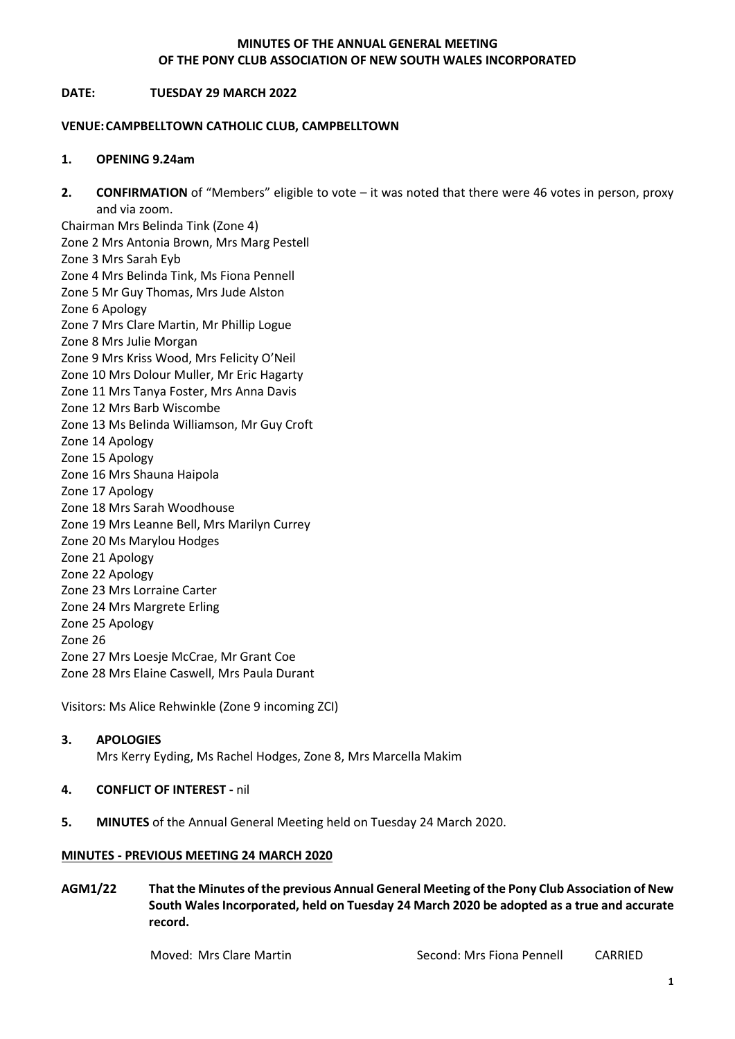**MINUTES OF THE ANNUAL GENERAL MEETING**
**OF THE PONY CLUB ASSOCIATION OF NEW SOUTH WALES INCORPORATED**

**DATE: TUESDAY 29 MARCH 2022**

**VENUE: CAMPBELLTOWN CATHOLIC CLUB, CAMPBELLTOWN**

**1. OPENING 9.24am**

**2. CONFIRMATION** of "Members" eligible to vote – it was noted that there were 46 votes in person, proxy and via zoom.

Chairman Mrs Belinda Tink (Zone 4)
Zone 2 Mrs Antonia Brown, Mrs Marg Pestell
Zone 3 Mrs Sarah Eyb
Zone 4 Mrs Belinda Tink, Ms Fiona Pennell
Zone 5 Mr Guy Thomas, Mrs Jude Alston
Zone 6 Apology
Zone 7 Mrs Clare Martin, Mr Phillip Logue
Zone 8 Mrs Julie Morgan
Zone 9 Mrs Kriss Wood, Mrs Felicity O'Neil
Zone 10 Mrs Dolour Muller, Mr Eric Hagarty
Zone 11 Mrs Tanya Foster, Mrs Anna Davis
Zone 12 Mrs Barb Wiscombe
Zone 13 Ms Belinda Williamson, Mr Guy Croft
Zone 14 Apology
Zone 15 Apology
Zone 16 Mrs Shauna Haipola
Zone 17 Apology
Zone 18 Mrs Sarah Woodhouse
Zone 19 Mrs Leanne Bell, Mrs Marilyn Currey
Zone 20 Ms Marylou Hodges
Zone 21 Apology
Zone 22 Apology
Zone 23 Mrs Lorraine Carter
Zone 24 Mrs Margrete Erling
Zone 25 Apology
Zone 26
Zone 27 Mrs Loesje McCrae, Mr Grant Coe
Zone 28 Mrs Elaine Caswell, Mrs Paula Durant

Visitors: Ms Alice Rehwinkle (Zone 9 incoming ZCI)

**3. APOLOGIES**
Mrs Kerry Eyding, Ms Rachel Hodges, Zone 8, Mrs Marcella Makim

**4. CONFLICT OF INTEREST -** nil

**5. MINUTES** of the Annual General Meeting held on Tuesday 24 March 2020.

**MINUTES - PREVIOUS MEETING 24 MARCH 2020**

**AGM1/22 That the Minutes of the previous Annual General Meeting of the Pony Club Association of New South Wales Incorporated, held on Tuesday 24 March 2020 be adopted as a true and accurate record.**

Moved: Mrs Clare Martin Second: Mrs Fiona Pennell CARRIED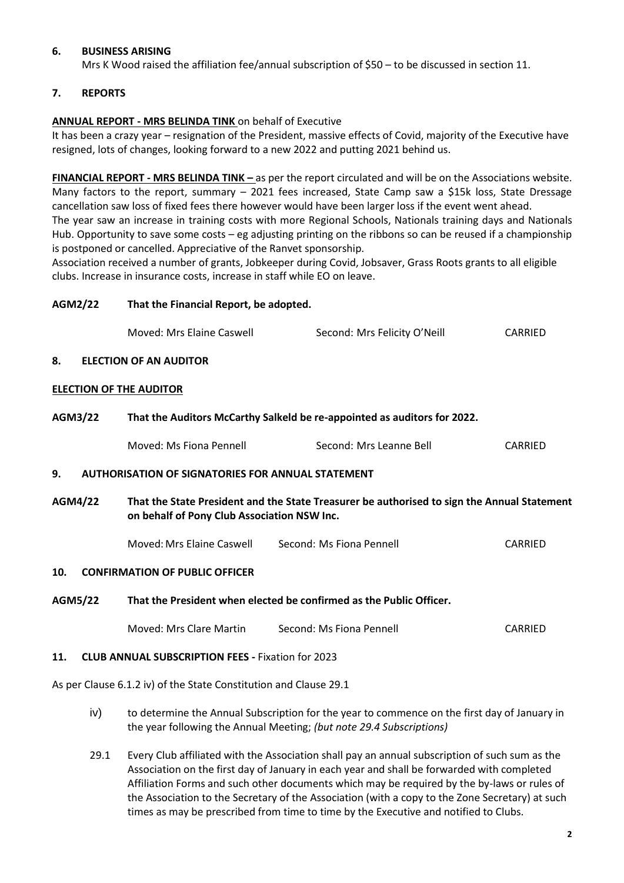## 6. BUSINESS ARISING

Mrs K Wood raised the affiliation fee/annual subscription of $50 – to be discussed in section 11.

## 7. REPORTS

**ANNUAL REPORT - MRS BELINDA TINK** on behalf of Executive

It has been a crazy year – resignation of the President, massive effects of Covid, majority of the Executive have resigned, lots of changes, looking forward to a new 2022 and putting 2021 behind us.

**FINANCIAL REPORT - MRS BELINDA TINK –** as per the report circulated and will be on the Associations website. Many factors to the report, summary – 2021 fees increased, State Camp saw a $15k loss, State Dressage cancellation saw loss of fixed fees there however would have been larger loss if the event went ahead.

The year saw an increase in training costs with more Regional Schools, Nationals training days and Nationals Hub. Opportunity to save some costs – eg adjusting printing on the ribbons so can be reused if a championship is postponed or cancelled. Appreciative of the Ranvet sponsorship.

Association received a number of grants, Jobkeeper during Covid, Jobsaver, Grass Roots grants to all eligible clubs. Increase in insurance costs, increase in staff while EO on leave.

**AGM2/22 That the Financial Report, be adopted.**

Moved: Mrs Elaine Caswell Second: Mrs Felicity O'Neill CARRIED

## 8. ELECTION OF AN AUDITOR

**ELECTION OF THE AUDITOR**

**AGM3/22 That the Auditors McCarthy Salkeld be re-appointed as auditors for 2022.**

Moved: Ms Fiona Pennell Second: Mrs Leanne Bell CARRIED

## 9. AUTHORISATION OF SIGNATORIES FOR ANNUAL STATEMENT

**AGM4/22 That the State President and the State Treasurer be authorised to sign the Annual Statement on behalf of Pony Club Association NSW Inc.**

Moved: Mrs Elaine Caswell Second: Ms Fiona Pennell CARRIED

## 10. CONFIRMATION OF PUBLIC OFFICER

**AGM5/22 That the President when elected be confirmed as the Public Officer.**

Moved: Mrs Clare Martin Second: Ms Fiona Pennell CARRIED

## 11. CLUB ANNUAL SUBSCRIPTION FEES - Fixation for 2023

As per Clause 6.1.2 iv) of the State Constitution and Clause 29.1

iv) to determine the Annual Subscription for the year to commence on the first day of January in the year following the Annual Meeting; *(but note 29.4 Subscriptions)*

29.1 Every Club affiliated with the Association shall pay an annual subscription of such sum as the Association on the first day of January in each year and shall be forwarded with completed Affiliation Forms and such other documents which may be required by the by-laws or rules of the Association to the Secretary of the Association (with a copy to the Zone Secretary) at such times as may be prescribed from time to time by the Executive and notified to Clubs.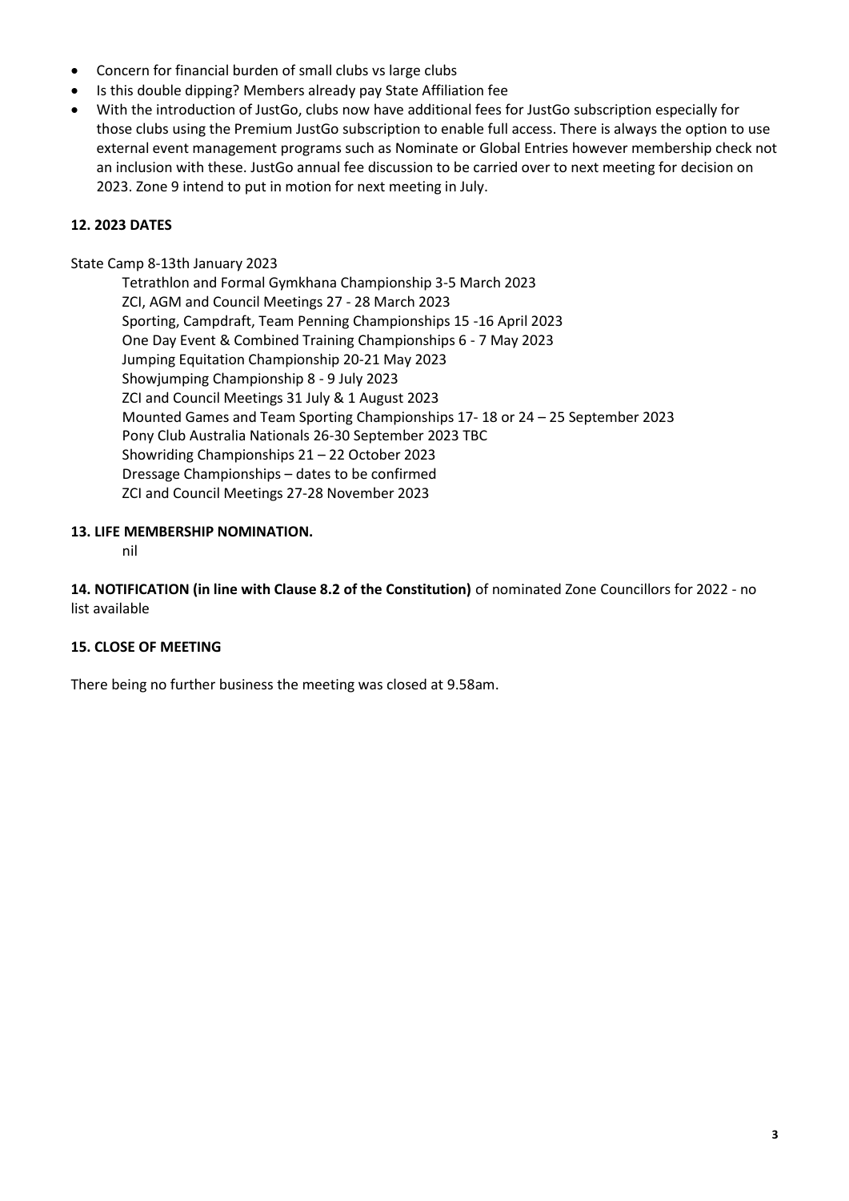- Concern for financial burden of small clubs vs large clubs
- Is this double dipping? Members already pay State Affiliation fee
- With the introduction of JustGo, clubs now have additional fees for JustGo subscription especially for those clubs using the Premium JustGo subscription to enable full access. There is always the option to use external event management programs such as Nominate or Global Entries however membership check not an inclusion with these. JustGo annual fee discussion to be carried over to next meeting for decision on 2023. Zone 9 intend to put in motion for next meeting in July.

**12. 2023 DATES**

State Camp 8-13th January 2023

Tetrathlon and Formal Gymkhana Championship 3-5 March 2023
ZCI, AGM and Council Meetings 27 - 28 March 2023
Sporting, Campdraft, Team Penning Championships 15 -16 April 2023
One Day Event & Combined Training Championships 6 - 7 May 2023
Jumping Equitation Championship 20-21 May 2023
Showjumping Championship 8 - 9 July 2023
ZCI and Council Meetings 31 July & 1 August 2023
Mounted Games and Team Sporting Championships 17- 18 or 24 – 25 September 2023
Pony Club Australia Nationals 26-30 September 2023 TBC
Showriding Championships 21 – 22 October 2023
Dressage Championships – dates to be confirmed
ZCI and Council Meetings 27-28 November 2023

**13. LIFE MEMBERSHIP NOMINATION.**

nil

**14. NOTIFICATION (in line with Clause 8.2 of the Constitution)** of nominated Zone Councillors for 2022 - no list available

**15. CLOSE OF MEETING**

There being no further business the meeting was closed at 9.58am.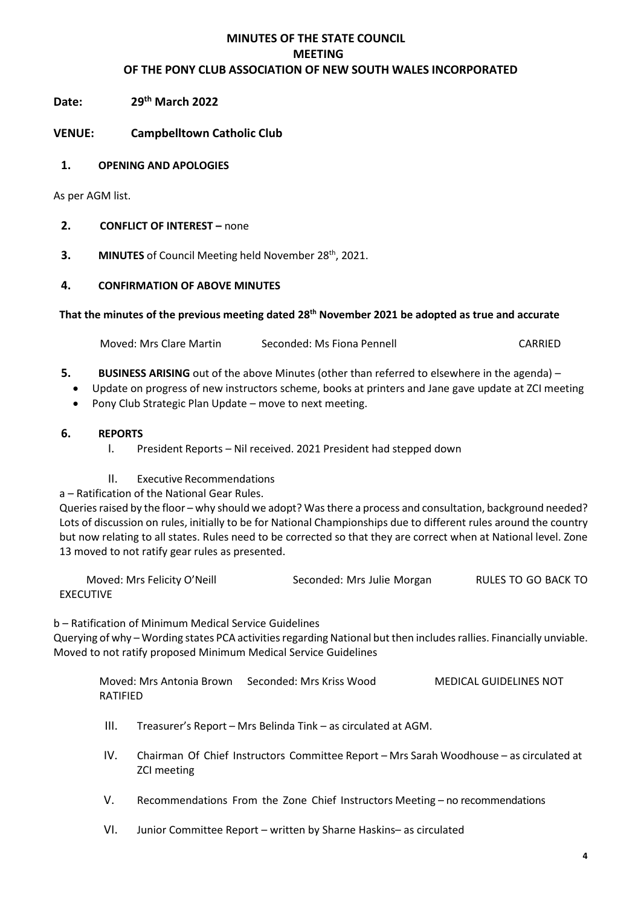# MINUTES OF THE STATE COUNCIL MEETING OF THE PONY CLUB ASSOCIATION OF NEW SOUTH WALES INCORPORATED

**Date:** **29th March 2022**

**VENUE:** **Campbelltown Catholic Club**

## 1. OPENING AND APOLOGIES

As per AGM list.

## 2. CONFLICT OF INTEREST – none

## 3. MINUTES of Council Meeting held November 28th, 2021.

## 4. CONFIRMATION OF ABOVE MINUTES

**That the minutes of the previous meeting dated 28th November 2021 be adopted as true and accurate**

Moved: Mrs Clare Martin Seconded: Ms Fiona Pennell CARRIED

## 5. BUSINESS ARISING out of the above Minutes (other than referred to elsewhere in the agenda) –

- Update on progress of new instructors scheme, books at printers and Jane gave update at ZCI meeting
- Pony Club Strategic Plan Update – move to next meeting.

## 6. REPORTS

I. President Reports – Nil received. 2021 President had stepped down

II. Executive Recommendations

a – Ratification of the National Gear Rules.

Queries raised by the floor – why should we adopt? Was there a process and consultation, background needed? Lots of discussion on rules, initially to be for National Championships due to different rules around the country but now relating to all states. Rules need to be corrected so that they are correct when at National level. Zone 13 moved to not ratify gear rules as presented.

Moved: Mrs Felicity O'Neill Seconded: Mrs Julie Morgan RULES TO GO BACK TO EXECUTIVE

b – Ratification of Minimum Medical Service Guidelines

Querying of why – Wording states PCA activities regarding National but then includes rallies. Financially unviable. Moved to not ratify proposed Minimum Medical Service Guidelines

Moved: Mrs Antonia Brown Seconded: Mrs Kriss Wood MEDICAL GUIDELINES NOT RATIFIED

III. Treasurer's Report – Mrs Belinda Tink – as circulated at AGM.

IV. Chairman Of Chief Instructors Committee Report – Mrs Sarah Woodhouse – as circulated at ZCI meeting

V. Recommendations From the Zone Chief Instructors Meeting – no recommendations

VI. Junior Committee Report – written by Sharne Haskins– as circulated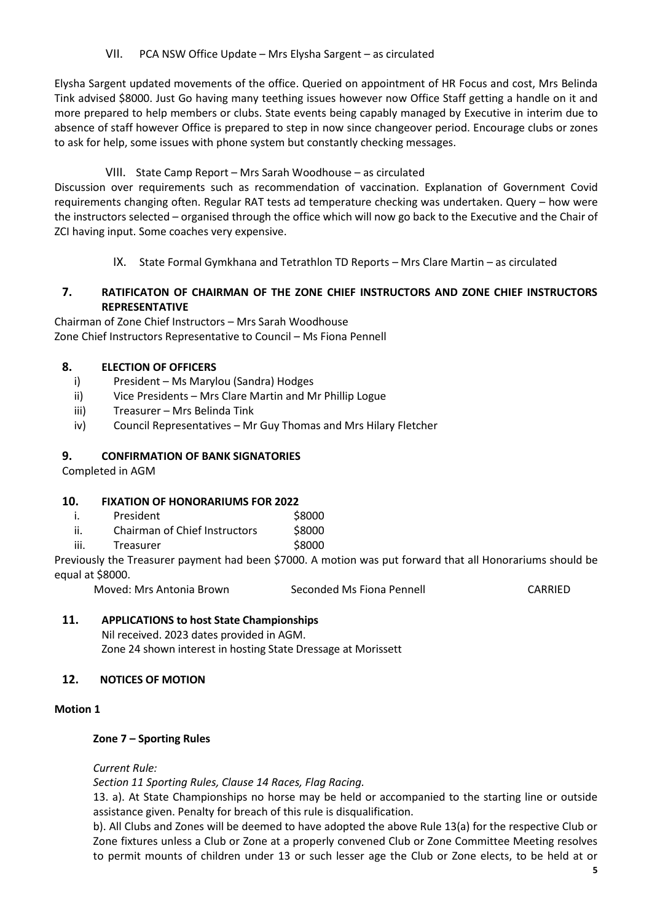VII. PCA NSW Office Update – Mrs Elysha Sargent – as circulated

Elysha Sargent updated movements of the office. Queried on appointment of HR Focus and cost, Mrs Belinda Tink advised $8000. Just Go having many teething issues however now Office Staff getting a handle on it and more prepared to help members or clubs. State events being capably managed by Executive in interim due to absence of staff however Office is prepared to step in now since changeover period. Encourage clubs or zones to ask for help, some issues with phone system but constantly checking messages.

VIII. State Camp Report – Mrs Sarah Woodhouse – as circulated

Discussion over requirements such as recommendation of vaccination. Explanation of Government Covid requirements changing often. Regular RAT tests ad temperature checking was undertaken. Query – how were the instructors selected – organised through the office which will now go back to the Executive and the Chair of ZCI having input. Some coaches very expensive.

IX. State Formal Gymkhana and Tetrathlon TD Reports – Mrs Clare Martin – as circulated

## 7. RATIFICATON OF CHAIRMAN OF THE ZONE CHIEF INSTRUCTORS AND ZONE CHIEF INSTRUCTORS REPRESENTATIVE

Chairman of Zone Chief Instructors – Mrs Sarah Woodhouse
Zone Chief Instructors Representative to Council – Ms Fiona Pennell

## 8. ELECTION OF OFFICERS

i) President – Ms Marylou (Sandra) Hodges
ii) Vice Presidents – Mrs Clare Martin and Mr Phillip Logue
iii) Treasurer – Mrs Belinda Tink
iv) Council Representatives – Mr Guy Thomas and Mrs Hilary Fletcher

## 9. CONFIRMATION OF BANK SIGNATORIES

Completed in AGM

## 10. FIXATION OF HONORARIUMS FOR 2022

| | | |
|---|---|---|
| i. | President | $8000 |
| ii. | Chairman of Chief Instructors | $8000 |
| iii. | Treasurer | $8000 |

Previously the Treasurer payment had been $7000. A motion was put forward that all Honorariums should be equal at $8000.

Moved: Mrs Antonia Brown | Seconded Ms Fiona Pennell | CARRIED

## 11. APPLICATIONS to host State Championships

Nil received. 2023 dates provided in AGM.
Zone 24 shown interest in hosting State Dressage at Morissett

## 12. NOTICES OF MOTION

**Motion 1**

**Zone 7 – Sporting Rules**

*Current Rule:*

*Section 11 Sporting Rules, Clause 14 Races, Flag Racing.*

13. a). At State Championships no horse may be held or accompanied to the starting line or outside assistance given. Penalty for breach of this rule is disqualification.

b). All Clubs and Zones will be deemed to have adopted the above Rule 13(a) for the respective Club or Zone fixtures unless a Club or Zone at a properly convened Club or Zone Committee Meeting resolves to permit mounts of children under 13 or such lesser age the Club or Zone elects, to be held at or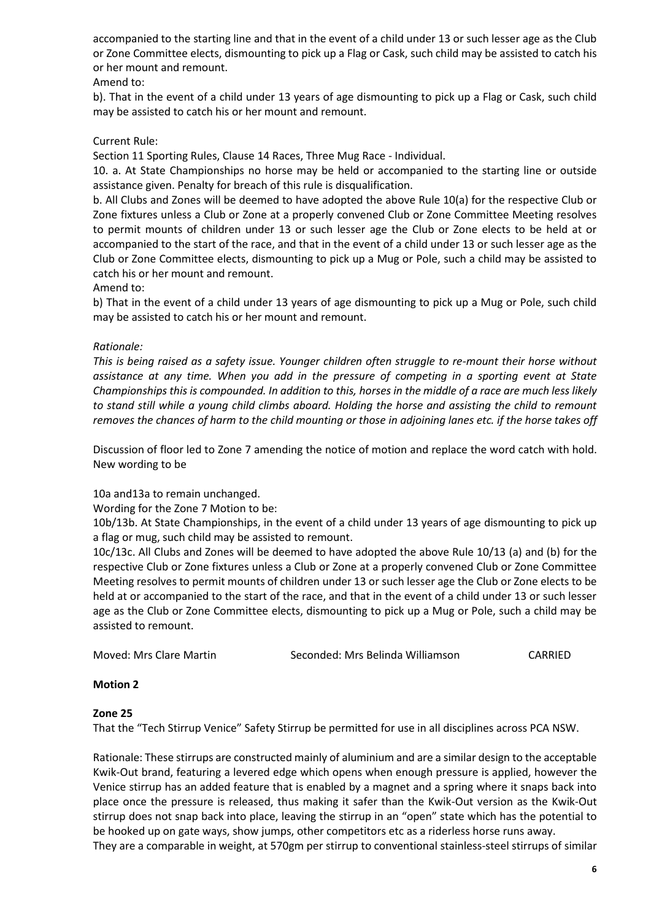accompanied to the starting line and that in the event of a child under 13 or such lesser age as the Club or Zone Committee elects, dismounting to pick up a Flag or Cask, such child may be assisted to catch his or her mount and remount.

Amend to:

b). That in the event of a child under 13 years of age dismounting to pick up a Flag or Cask, such child may be assisted to catch his or her mount and remount.

Current Rule:

Section 11 Sporting Rules, Clause 14 Races, Three Mug Race - Individual.

10. a. At State Championships no horse may be held or accompanied to the starting line or outside assistance given. Penalty for breach of this rule is disqualification.

b. All Clubs and Zones will be deemed to have adopted the above Rule 10(a) for the respective Club or Zone fixtures unless a Club or Zone at a properly convened Club or Zone Committee Meeting resolves to permit mounts of children under 13 or such lesser age the Club or Zone elects to be held at or accompanied to the start of the race, and that in the event of a child under 13 or such lesser age as the Club or Zone Committee elects, dismounting to pick up a Mug or Pole, such a child may be assisted to catch his or her mount and remount.

Amend to:

b) That in the event of a child under 13 years of age dismounting to pick up a Mug or Pole, such child may be assisted to catch his or her mount and remount.

*Rationale:*

*This is being raised as a safety issue. Younger children often struggle to re-mount their horse without assistance at any time. When you add in the pressure of competing in a sporting event at State Championships this is compounded. In addition to this, horses in the middle of a race are much less likely to stand still while a young child climbs aboard. Holding the horse and assisting the child to remount removes the chances of harm to the child mounting or those in adjoining lanes etc. if the horse takes off*

Discussion of floor led to Zone 7 amending the notice of motion and replace the word catch with hold. New wording to be

10a and13a to remain unchanged.

Wording for the Zone 7 Motion to be:

10b/13b. At State Championships, in the event of a child under 13 years of age dismounting to pick up a flag or mug, such child may be assisted to remount.

10c/13c. All Clubs and Zones will be deemed to have adopted the above Rule 10/13 (a) and (b) for the respective Club or Zone fixtures unless a Club or Zone at a properly convened Club or Zone Committee Meeting resolves to permit mounts of children under 13 or such lesser age the Club or Zone elects to be held at or accompanied to the start of the race, and that in the event of a child under 13 or such lesser age as the Club or Zone Committee elects, dismounting to pick up a Mug or Pole, such a child may be assisted to remount.

Moved: Mrs Clare Martin Seconded: Mrs Belinda Williamson CARRIED

**Motion 2**

**Zone 25**

That the "Tech Stirrup Venice" Safety Stirrup be permitted for use in all disciplines across PCA NSW.

Rationale: These stirrups are constructed mainly of aluminium and are a similar design to the acceptable Kwik-Out brand, featuring a levered edge which opens when enough pressure is applied, however the Venice stirrup has an added feature that is enabled by a magnet and a spring where it snaps back into place once the pressure is released, thus making it safer than the Kwik-Out version as the Kwik-Out stirrup does not snap back into place, leaving the stirrup in an "open" state which has the potential to be hooked up on gate ways, show jumps, other competitors etc as a riderless horse runs away.

They are a comparable in weight, at 570gm per stirrup to conventional stainless-steel stirrups of similar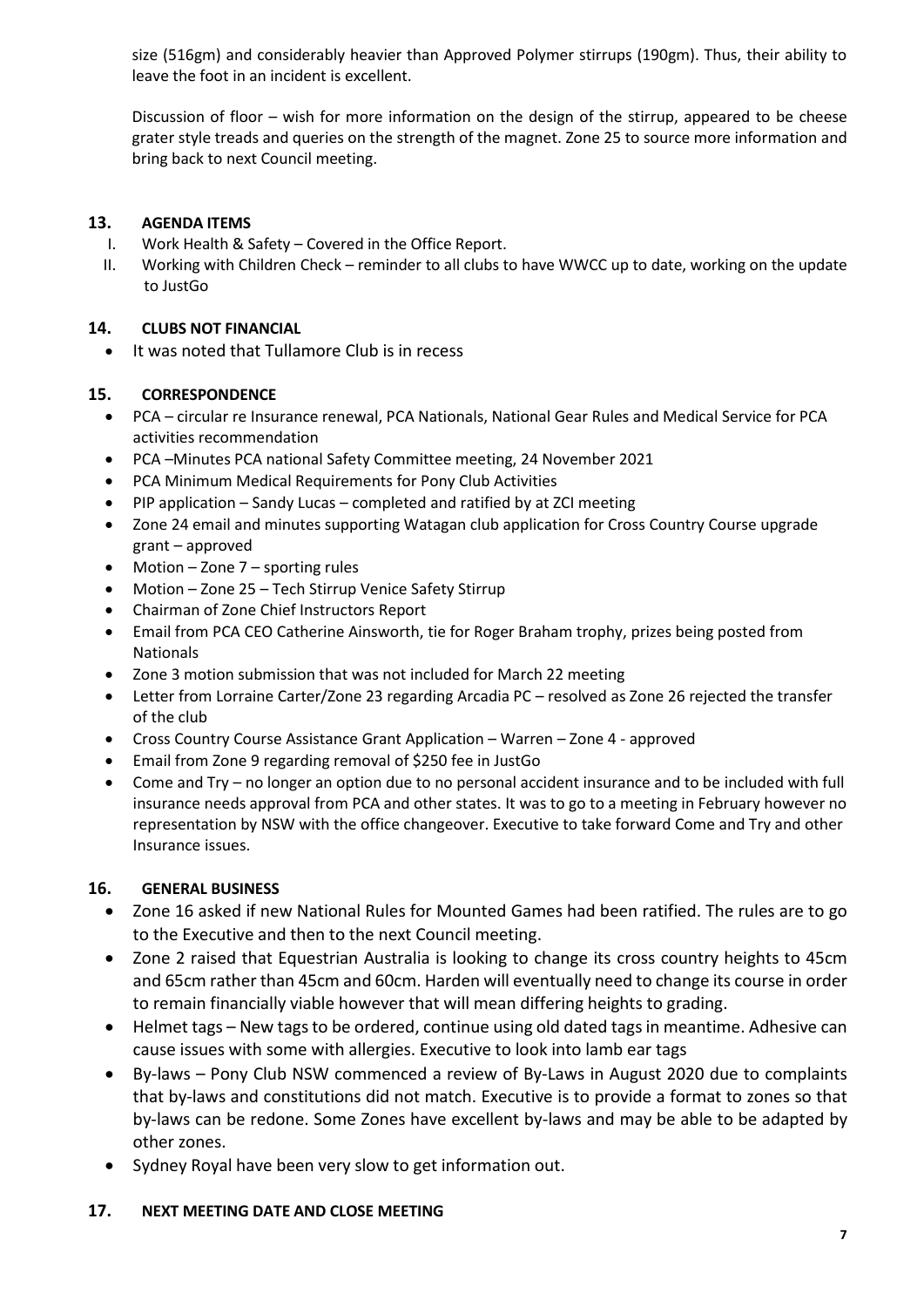size (516gm) and considerably heavier than Approved Polymer stirrups (190gm). Thus, their ability to leave the foot in an incident is excellent.

Discussion of floor – wish for more information on the design of the stirrup, appeared to be cheese grater style treads and queries on the strength of the magnet. Zone 25 to source more information and bring back to next Council meeting.

## 13. AGENDA ITEMS

I. Work Health & Safety – Covered in the Office Report.
II. Working with Children Check – reminder to all clubs to have WWCC up to date, working on the update to JustGo

## 14. CLUBS NOT FINANCIAL

- It was noted that Tullamore Club is in recess

## 15. CORRESPONDENCE

- PCA – circular re Insurance renewal, PCA Nationals, National Gear Rules and Medical Service for PCA activities recommendation
- PCA –Minutes PCA national Safety Committee meeting, 24 November 2021
- PCA Minimum Medical Requirements for Pony Club Activities
- PIP application – Sandy Lucas – completed and ratified by at ZCI meeting
- Zone 24 email and minutes supporting Watagan club application for Cross Country Course upgrade grant – approved
- Motion – Zone 7 – sporting rules
- Motion – Zone 25 – Tech Stirrup Venice Safety Stirrup
- Chairman of Zone Chief Instructors Report
- Email from PCA CEO Catherine Ainsworth, tie for Roger Braham trophy, prizes being posted from Nationals
- Zone 3 motion submission that was not included for March 22 meeting
- Letter from Lorraine Carter/Zone 23 regarding Arcadia PC – resolved as Zone 26 rejected the transfer of the club
- Cross Country Course Assistance Grant Application – Warren – Zone 4 - approved
- Email from Zone 9 regarding removal of $250 fee in JustGo
- Come and Try – no longer an option due to no personal accident insurance and to be included with full insurance needs approval from PCA and other states. It was to go to a meeting in February however no representation by NSW with the office changeover. Executive to take forward Come and Try and other Insurance issues.

## 16. GENERAL BUSINESS

- Zone 16 asked if new National Rules for Mounted Games had been ratified. The rules are to go to the Executive and then to the next Council meeting.
- Zone 2 raised that Equestrian Australia is looking to change its cross country heights to 45cm and 65cm rather than 45cm and 60cm. Harden will eventually need to change its course in order to remain financially viable however that will mean differing heights to grading.
- Helmet tags – New tags to be ordered, continue using old dated tags in meantime. Adhesive can cause issues with some with allergies. Executive to look into lamb ear tags
- By-laws – Pony Club NSW commenced a review of By-Laws in August 2020 due to complaints that by-laws and constitutions did not match. Executive is to provide a format to zones so that by-laws can be redone. Some Zones have excellent by-laws and may be able to be adapted by other zones.
- Sydney Royal have been very slow to get information out.

## 17. NEXT MEETING DATE AND CLOSE MEETING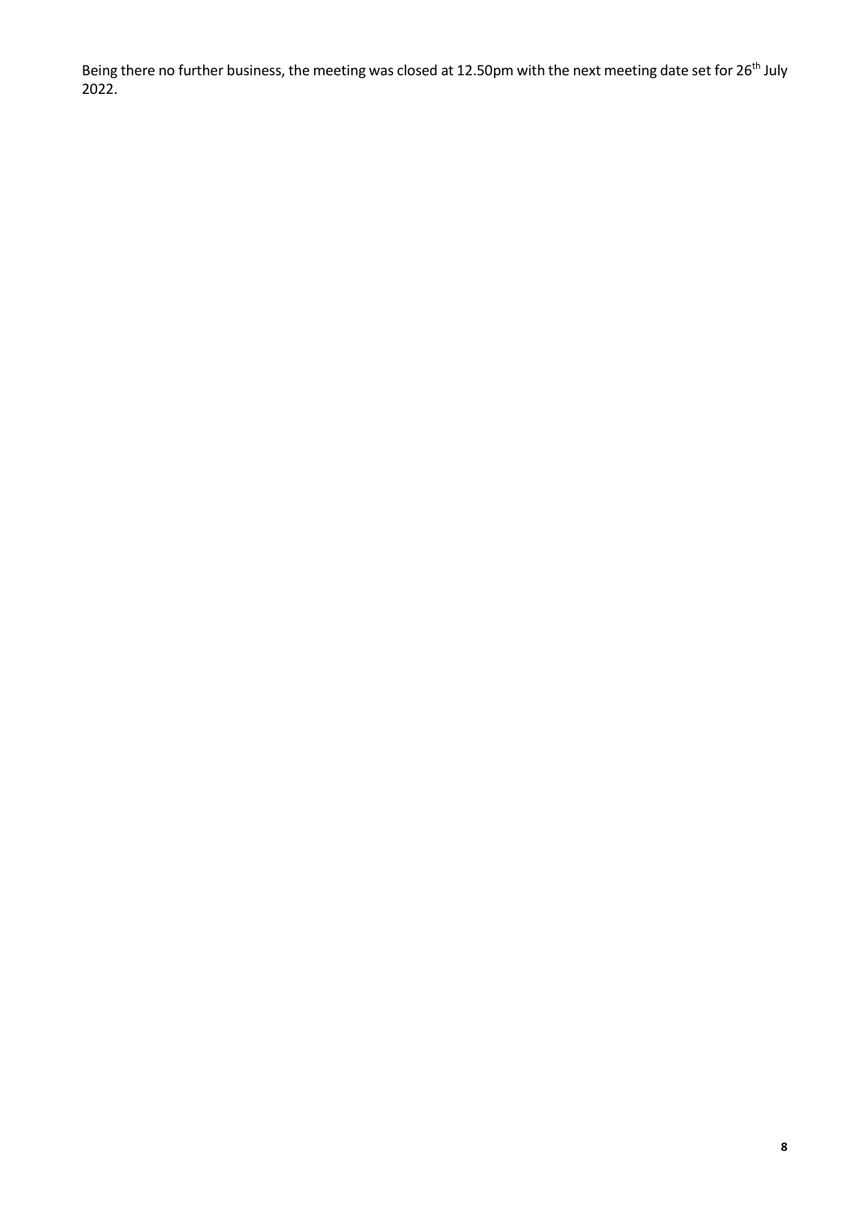Being there no further business, the meeting was closed at 12.50pm with the next meeting date set for 26th July 2022.